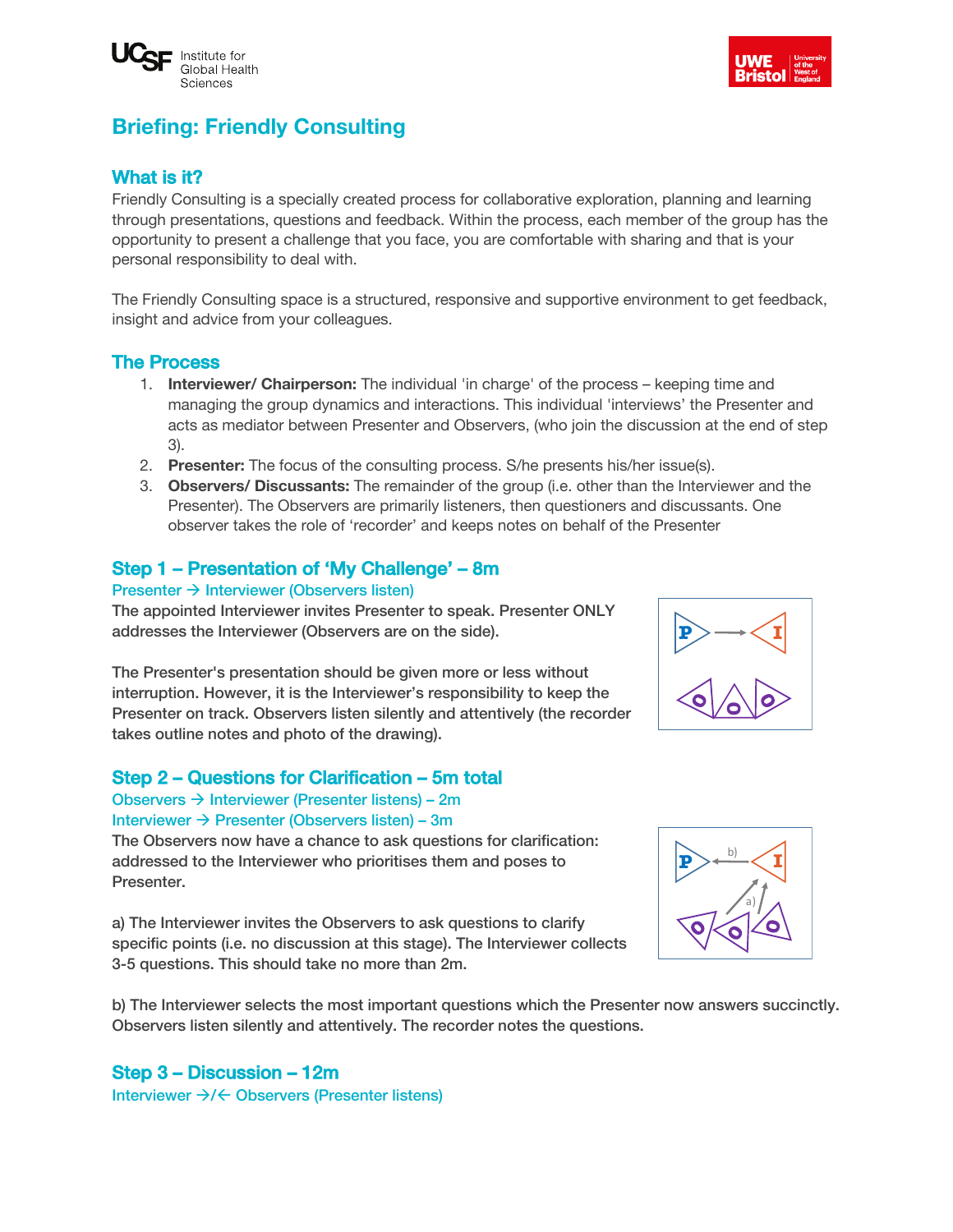# Briefing: Friendly Consulting

## What is it?

Friendly Consulting is a specially created process for collaborative exploration, planning and learning through presentations, questions and feedback. Within the process, each member of the group has the opportunity to present a challenge that you face, you are comfortable with sharing and that is your personal responsibility to deal with.

The Friendly Consulting space is a structured, responsive and supportive environment to get feedback, insight and advice from your colleagues.

## The Process

1. **Interviewer/ Chairperson:** The individual 'in charge' of the process – keeping time and managing the group dynamics and interactions. This individual 'interviews' the Presenter and acts as mediator between Presenter and Observers, (who join the discussion at the end of step 3).
2. **Presenter:** The focus of the consulting process. S/he presents his/her issue(s).
3. **Observers/ Discussants:** The remainder of the group (i.e. other than the Interviewer and the Presenter). The Observers are primarily listeners, then questioners and discussants. One observer takes the role of 'recorder' and keeps notes on behalf of the Presenter

## Step 1 – Presentation of 'My Challenge' – 8m

Presenter → Interviewer (Observers listen)

The appointed Interviewer invites Presenter to speak. Presenter ONLY addresses the Interviewer (Observers are on the side).

The Presenter's presentation should be given more or less without interruption. However, it is the Interviewer's responsibility to keep the Presenter on track. Observers listen silently and attentively (the recorder takes outline notes and photo of the drawing).

## Step 2 – Questions for Clarification – 5m total

Observers → Interviewer (Presenter listens) – 2m
Interviewer → Presenter (Observers listen) – 3m

The Observers now have a chance to ask questions for clarification: addressed to the Interviewer who prioritises them and poses to Presenter.

a) The Interviewer invites the Observers to ask questions to clarify specific points (i.e. no discussion at this stage). The Interviewer collects 3-5 questions. This should take no more than 2m.

b) The Interviewer selects the most important questions which the Presenter now answers succinctly. Observers listen silently and attentively. The recorder notes the questions.

## Step 3 – Discussion – 12m

Interviewer →/← Observers (Presenter listens)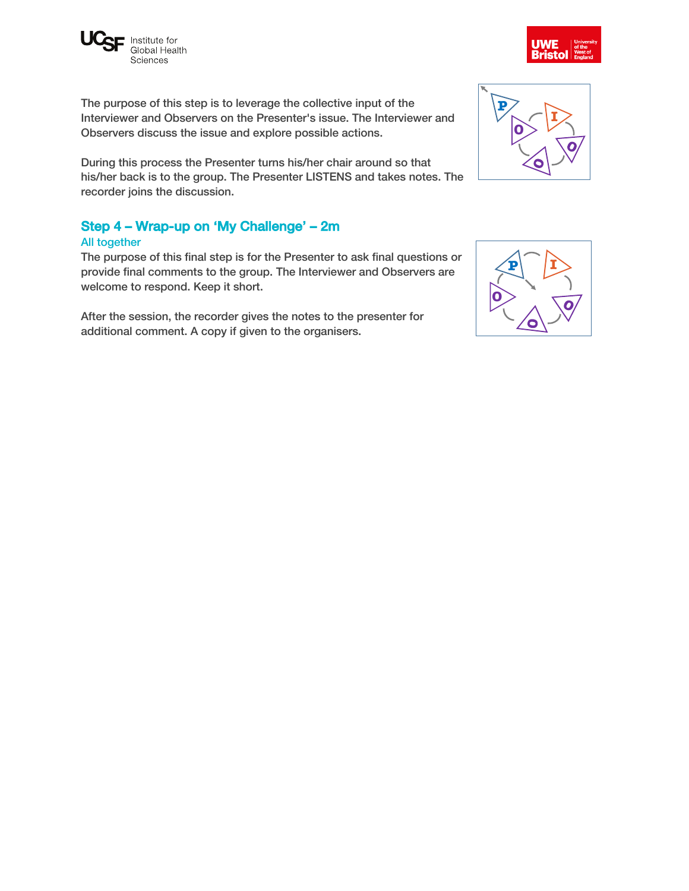The purpose of this step is to leverage the collective input of the Interviewer and Observers on the Presenter's issue. The Interviewer and Observers discuss the issue and explore possible actions.

During this process the Presenter turns his/her chair around so that his/her back is to the group. The Presenter LISTENS and takes notes. The recorder joins the discussion.

## Step 4 – Wrap-up on 'My Challenge' – 2m

All together

The purpose of this final step is for the Presenter to ask final questions or provide final comments to the group. The Interviewer and Observers are welcome to respond. Keep it short.

After the session, the recorder gives the notes to the presenter for additional comment. A copy if given to the organisers.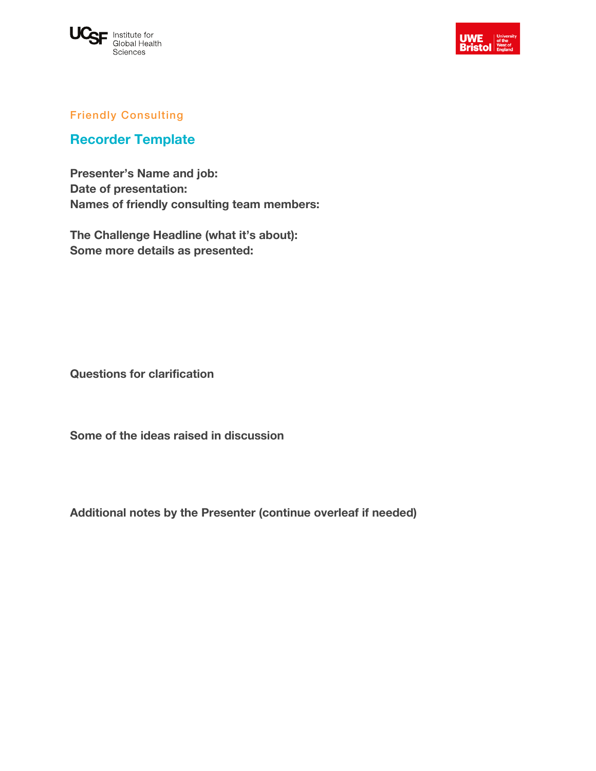Friendly Consulting

## Recorder Template

**Presenter's Name and job:**
**Date of presentation:**
**Names of friendly consulting team members:**

**The Challenge Headline (what it's about):**
**Some more details as presented:**

**Questions for clarification**

**Some of the ideas raised in discussion**

**Additional notes by the Presenter (continue overleaf if needed)**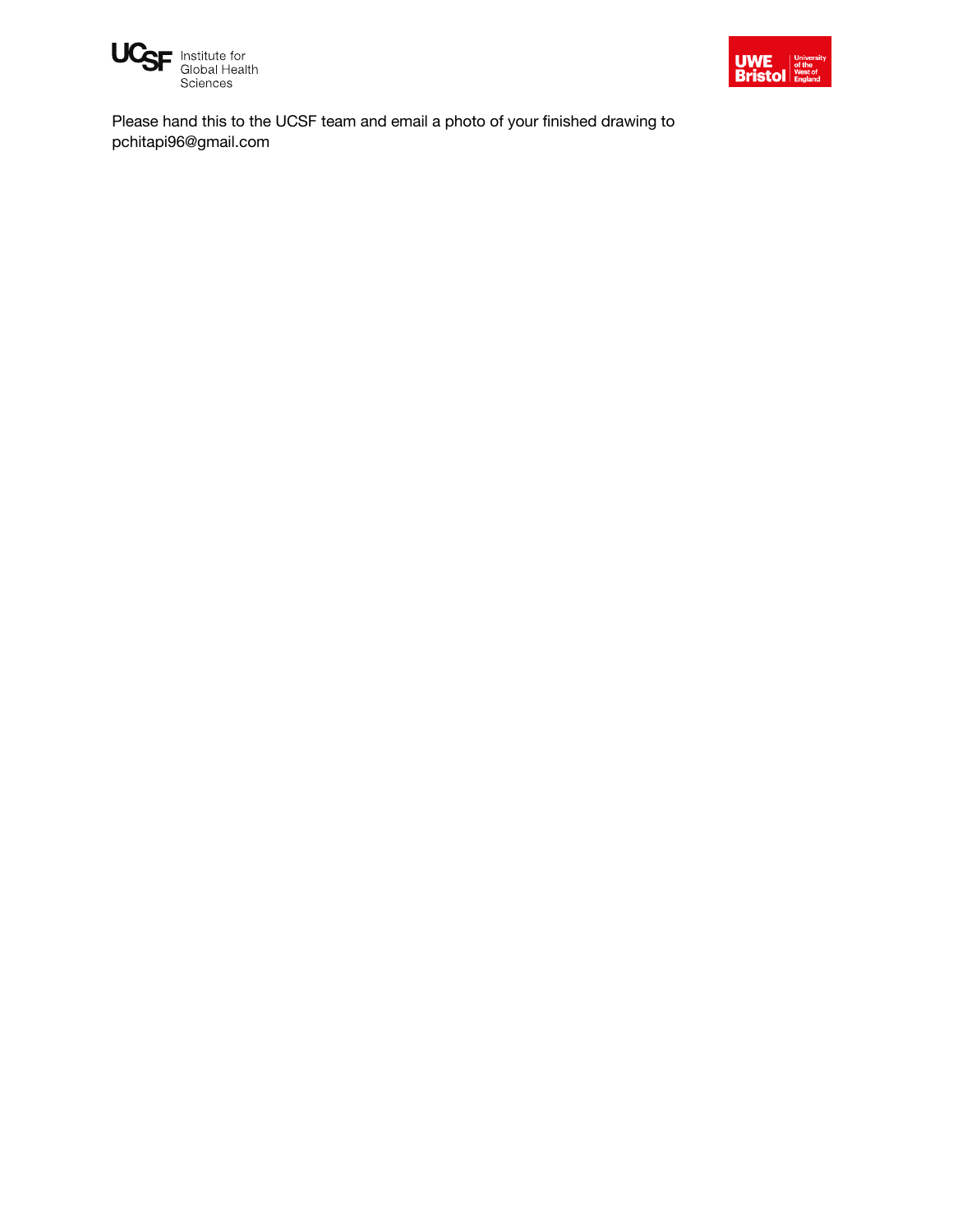Please hand this to the UCSF team and email a photo of your finished drawing to pchitapi96@gmail.com